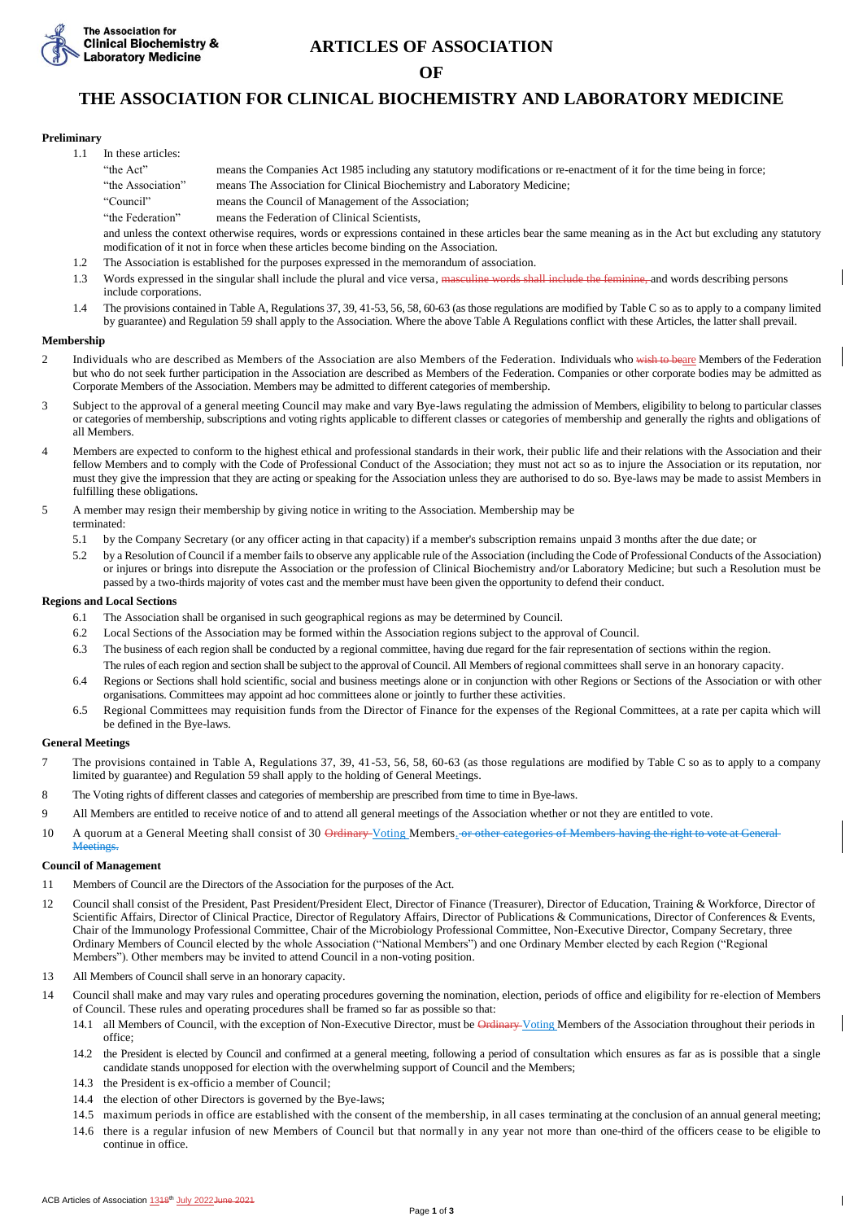# ARTICLES OF ASSOCIATION

# OF

# THE ASSOCIATION FOR CLINICAL BIOCHEMISTRY AND LABORATORY MEDICINE

**Preliminary**

1.1 In these articles:

| | |
|---|---|
| "the Act" | means the Companies Act 1985 including any statutory modifications or re-enactment of it for the time being in force; |
| "the Association" | means The Association for Clinical Biochemistry and Laboratory Medicine; |
| "Council" | means the Council of Management of the Association; |
| "the Federation" | means the Federation of Clinical Scientists, |

and unless the context otherwise requires, words or expressions contained in these articles bear the same meaning as in the Act but excluding any statutory modification of it not in force when these articles become binding on the Association.

1.2 The Association is established for the purposes expressed in the memorandum of association.

1.3 Words expressed in the singular shall include the plural and vice versa, ~~masculine words shall include the feminine,~~ and words describing persons include corporations.

1.4 The provisions contained in Table A, Regulations 37, 39, 41-53, 56, 58, 60-63 (as those regulations are modified by Table C so as to apply to a company limited by guarantee) and Regulation 59 shall apply to the Association. Where the above Table A Regulations conflict with these Articles, the latter shall prevail.

**Membership**

2 Individuals who are described as Members of the Association are also Members of the Federation. Individuals who ~~wish to be~~are Members of the Federation but who do not seek further participation in the Association are described as Members of the Federation. Companies or other corporate bodies may be admitted as Corporate Members of the Association. Members may be admitted to different categories of membership.

3 Subject to the approval of a general meeting Council may make and vary Bye-laws regulating the admission of Members, eligibility to belong to particular classes or categories of membership, subscriptions and voting rights applicable to different classes or categories of membership and generally the rights and obligations of all Members.

4 Members are expected to conform to the highest ethical and professional standards in their work, their public life and their relations with the Association and their fellow Members and to comply with the Code of Professional Conduct of the Association; they must not act so as to injure the Association or its reputation, nor must they give the impression that they are acting or speaking for the Association unless they are authorised to do so. Bye-laws may be made to assist Members in fulfilling these obligations.

5 A member may resign their membership by giving notice in writing to the Association. Membership may be terminated:

5.1 by the Company Secretary (or any officer acting in that capacity) if a member's subscription remains unpaid 3 months after the due date; or

5.2 by a Resolution of Council if a member fails to observe any applicable rule of the Association (including the Code of Professional Conducts of the Association) or injures or brings into disrepute the Association or the profession of Clinical Biochemistry and/or Laboratory Medicine; but such a Resolution must be passed by a two-thirds majority of votes cast and the member must have been given the opportunity to defend their conduct.

**Regions and Local Sections**

6.1 The Association shall be organised in such geographical regions as may be determined by Council.

6.2 Local Sections of the Association may be formed within the Association regions subject to the approval of Council.

6.3 The business of each region shall be conducted by a regional committee, having due regard for the fair representation of sections within the region. The rules of each region and section shall be subject to the approval of Council. All Members of regional committees shall serve in an honorary capacity.

6.4 Regions or Sections shall hold scientific, social and business meetings alone or in conjunction with other Regions or Sections of the Association or with other organisations. Committees may appoint ad hoc committees alone or jointly to further these activities.

6.5 Regional Committees may requisition funds from the Director of Finance for the expenses of the Regional Committees, at a rate per capita which will be defined in the Bye-laws.

**General Meetings**

7 The provisions contained in Table A, Regulations 37, 39, 41-53, 56, 58, 60-63 (as those regulations are modified by Table C so as to apply to a company limited by guarantee) and Regulation 59 shall apply to the holding of General Meetings.

8 The Voting rights of different classes and categories of membership are prescribed from time to time in Bye-laws.

9 All Members are entitled to receive notice of and to attend all general meetings of the Association whether or not they are entitled to vote.

10 A quorum at a General Meeting shall consist of 30 ~~Ordinary~~ Voting Members. ~~or other categories of Members having the right to vote at General Meetings.~~

**Council of Management**

11 Members of Council are the Directors of the Association for the purposes of the Act.

12 Council shall consist of the President, Past President/President Elect, Director of Finance (Treasurer), Director of Education, Training & Workforce, Director of Scientific Affairs, Director of Clinical Practice, Director of Regulatory Affairs, Director of Publications & Communications, Director of Conferences & Events, Chair of the Immunology Professional Committee, Chair of the Microbiology Professional Committee, Non-Executive Director, Company Secretary, three Ordinary Members of Council elected by the whole Association ("National Members") and one Ordinary Member elected by each Region ("Regional Members"). Other members may be invited to attend Council in a non-voting position.

13 All Members of Council shall serve in an honorary capacity.

14 Council shall make and may vary rules and operating procedures governing the nomination, election, periods of office and eligibility for re-election of Members of Council. These rules and operating procedures shall be framed so far as possible so that:

14.1 all Members of Council, with the exception of Non-Executive Director, must be ~~Ordinary~~ Voting Members of the Association throughout their periods in office;

14.2 the President is elected by Council and confirmed at a general meeting, following a period of consultation which ensures as far as is possible that a single candidate stands unopposed for election with the overwhelming support of Council and the Members;

14.3 the President is ex-officio a member of Council;

14.4 the election of other Directors is governed by the Bye-laws;

14.5 maximum periods in office are established with the consent of the membership, in all cases terminating at the conclusion of an annual general meeting;

14.6 there is a regular infusion of new Members of Council but that normally in any year not more than one-third of the officers cease to be eligible to continue in office.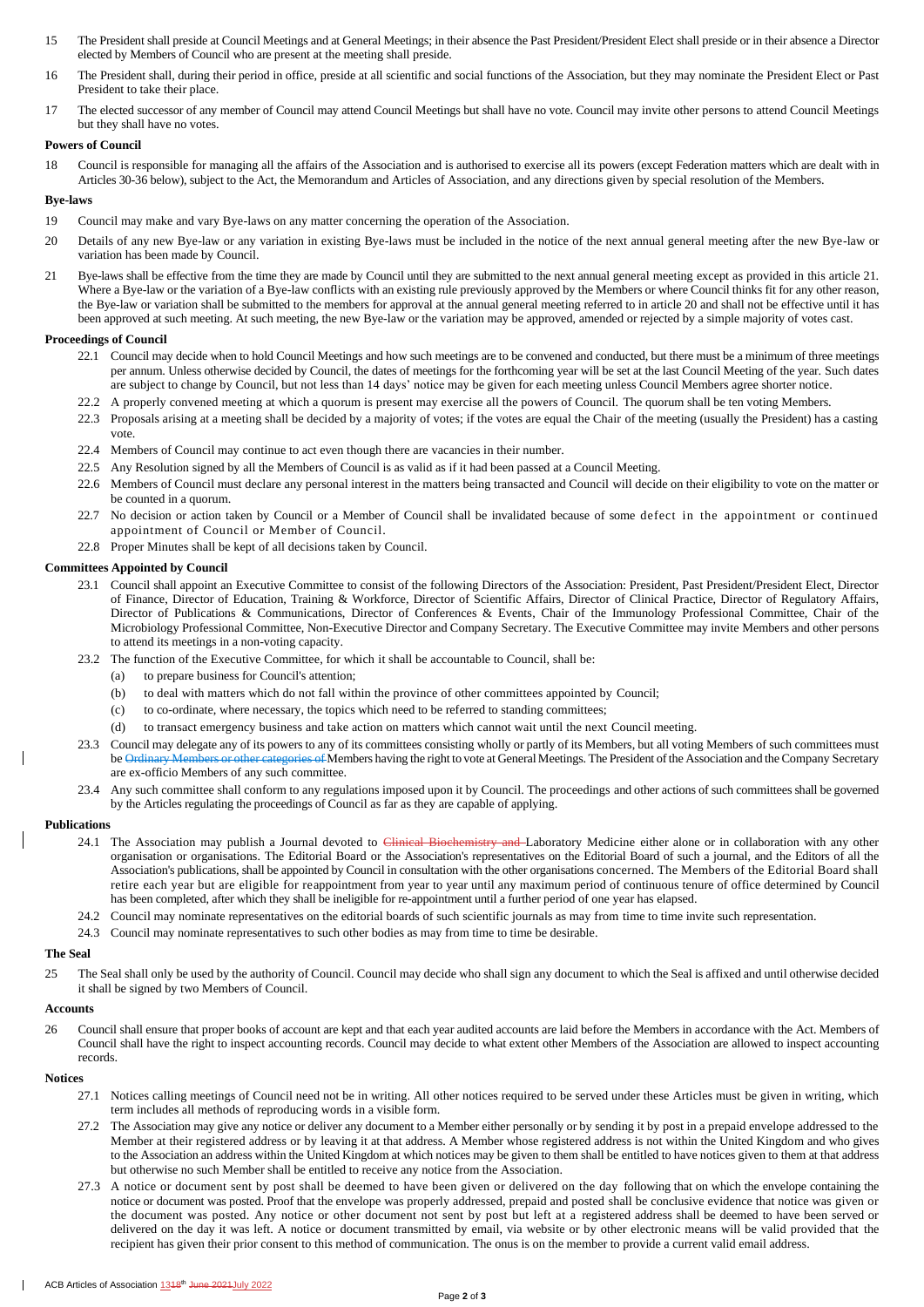15 The President shall preside at Council Meetings and at General Meetings; in their absence the Past President/President Elect shall preside or in their absence a Director elected by Members of Council who are present at the meeting shall preside.

16 The President shall, during their period in office, preside at all scientific and social functions of the Association, but they may nominate the President Elect or Past President to take their place.

17 The elected successor of any member of Council may attend Council Meetings but shall have no vote. Council may invite other persons to attend Council Meetings but they shall have no votes.

**Powers of Council**

18 Council is responsible for managing all the affairs of the Association and is authorised to exercise all its powers (except Federation matters which are dealt with in Articles 30-36 below), subject to the Act, the Memorandum and Articles of Association, and any directions given by special resolution of the Members.

**Bye-laws**

19 Council may make and vary Bye-laws on any matter concerning the operation of the Association.

20 Details of any new Bye-law or any variation in existing Bye-laws must be included in the notice of the next annual general meeting after the new Bye-law or variation has been made by Council.

21 Bye-laws shall be effective from the time they are made by Council until they are submitted to the next annual general meeting except as provided in this article 21. Where a Bye-law or the variation of a Bye-law conflicts with an existing rule previously approved by the Members or where Council thinks fit for any other reason, the Bye-law or variation shall be submitted to the members for approval at the annual general meeting referred to in article 20 and shall not be effective until it has been approved at such meeting. At such meeting, the new Bye-law or the variation may be approved, amended or rejected by a simple majority of votes cast.

**Proceedings of Council**

22.1 Council may decide when to hold Council Meetings and how such meetings are to be convened and conducted, but there must be a minimum of three meetings per annum. Unless otherwise decided by Council, the dates of meetings for the forthcoming year will be set at the last Council Meeting of the year. Such dates are subject to change by Council, but not less than 14 days' notice may be given for each meeting unless Council Members agree shorter notice.

22.2 A properly convened meeting at which a quorum is present may exercise all the powers of Council. The quorum shall be ten voting Members.

22.3 Proposals arising at a meeting shall be decided by a majority of votes; if the votes are equal the Chair of the meeting (usually the President) has a casting vote.

22.4 Members of Council may continue to act even though there are vacancies in their number.

22.5 Any Resolution signed by all the Members of Council is as valid as if it had been passed at a Council Meeting.

22.6 Members of Council must declare any personal interest in the matters being transacted and Council will decide on their eligibility to vote on the matter or be counted in a quorum.

22.7 No decision or action taken by Council or a Member of Council shall be invalidated because of some defect in the appointment or continued appointment of Council or Member of Council.

22.8 Proper Minutes shall be kept of all decisions taken by Council.

**Committees Appointed by Council**

23.1 Council shall appoint an Executive Committee to consist of the following Directors of the Association: President, Past President/President Elect, Director of Finance, Director of Education, Training & Workforce, Director of Scientific Affairs, Director of Clinical Practice, Director of Regulatory Affairs, Director of Publications & Communications, Director of Conferences & Events, Chair of the Immunology Professional Committee, Chair of the Microbiology Professional Committee, Non-Executive Director and Company Secretary. The Executive Committee may invite Members and other persons to attend its meetings in a non-voting capacity.

23.2 The function of the Executive Committee, for which it shall be accountable to Council, shall be:

(a) to prepare business for Council's attention;

(b) to deal with matters which do not fall within the province of other committees appointed by Council;

(c) to co-ordinate, where necessary, the topics which need to be referred to standing committees;

(d) to transact emergency business and take action on matters which cannot wait until the next Council meeting.

23.3 Council may delegate any of its powers to any of its committees consisting wholly or partly of its Members, but all voting Members of such committees must be ~~Ordinary Members or other categories of~~ Members having the right to vote at General Meetings. The President of the Association and the Company Secretary are ex-officio Members of any such committee.

23.4 Any such committee shall conform to any regulations imposed upon it by Council. The proceedings and other actions of such committees shall be governed by the Articles regulating the proceedings of Council as far as they are capable of applying.

**Publications**

24.1 The Association may publish a Journal devoted to ~~Clinical Biochemistry and~~ Laboratory Medicine either alone or in collaboration with any other organisation or organisations. The Editorial Board or the Association's representatives on the Editorial Board of such a journal, and the Editors of all the Association's publications, shall be appointed by Council in consultation with the other organisations concerned. The Members of the Editorial Board shall retire each year but are eligible for reappointment from year to year until any maximum period of continuous tenure of office determined by Council has been completed, after which they shall be ineligible for re-appointment until a further period of one year has elapsed.

24.2 Council may nominate representatives on the editorial boards of such scientific journals as may from time to time invite such representation.

24.3 Council may nominate representatives to such other bodies as may from time to time be desirable.

**The Seal**

25 The Seal shall only be used by the authority of Council. Council may decide who shall sign any document to which the Seal is affixed and until otherwise decided it shall be signed by two Members of Council.

**Accounts**

26 Council shall ensure that proper books of account are kept and that each year audited accounts are laid before the Members in accordance with the Act. Members of Council shall have the right to inspect accounting records. Council may decide to what extent other Members of the Association are allowed to inspect accounting records.

**Notices**

27.1 Notices calling meetings of Council need not be in writing. All other notices required to be served under these Articles must be given in writing, which term includes all methods of reproducing words in a visible form.

27.2 The Association may give any notice or deliver any document to a Member either personally or by sending it by post in a prepaid envelope addressed to the Member at their registered address or by leaving it at that address. A Member whose registered address is not within the United Kingdom and who gives to the Association an address within the United Kingdom at which notices may be given to them shall be entitled to have notices given to them at that address but otherwise no such Member shall be entitled to receive any notice from the Association.

27.3 A notice or document sent by post shall be deemed to have been given or delivered on the day following that on which the envelope containing the notice or document was posted. Proof that the envelope was properly addressed, prepaid and posted shall be conclusive evidence that notice was given or the document was posted. Any notice or other document not sent by post but left at a registered address shall be deemed to have been served or delivered on the day it was left. A notice or document transmitted by email, via website or by other electronic means will be valid provided that the recipient has given their prior consent to this method of communication. The onus is on the member to provide a current valid email address.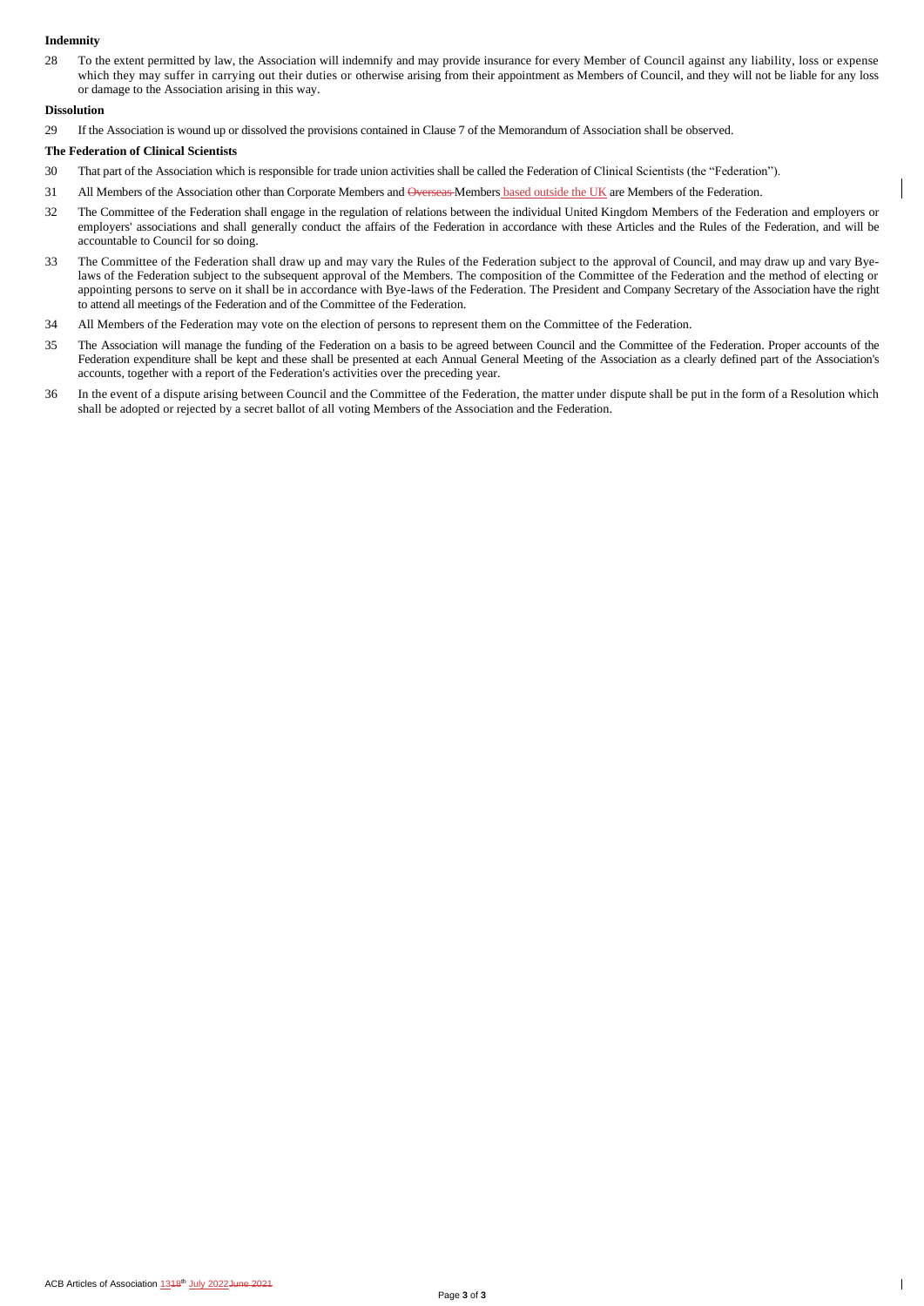**Indemnity**

28 To the extent permitted by law, the Association will indemnify and may provide insurance for every Member of Council against any liability, loss or expense which they may suffer in carrying out their duties or otherwise arising from their appointment as Members of Council, and they will not be liable for any loss or damage to the Association arising in this way.

**Dissolution**

29 If the Association is wound up or dissolved the provisions contained in Clause 7 of the Memorandum of Association shall be observed.

**The Federation of Clinical Scientists**

30 That part of the Association which is responsible for trade union activities shall be called the Federation of Clinical Scientists (the "Federation").

31 All Members of the Association other than Corporate Members and ~~Overseas~~ Members based outside the UK are Members of the Federation.

32 The Committee of the Federation shall engage in the regulation of relations between the individual United Kingdom Members of the Federation and employers or employers' associations and shall generally conduct the affairs of the Federation in accordance with these Articles and the Rules of the Federation, and will be accountable to Council for so doing.

33 The Committee of the Federation shall draw up and may vary the Rules of the Federation subject to the approval of Council, and may draw up and vary Bye-laws of the Federation subject to the subsequent approval of the Members. The composition of the Committee of the Federation and the method of electing or appointing persons to serve on it shall be in accordance with Bye-laws of the Federation. The President and Company Secretary of the Association have the right to attend all meetings of the Federation and of the Committee of the Federation.

34 All Members of the Federation may vote on the election of persons to represent them on the Committee of the Federation.

35 The Association will manage the funding of the Federation on a basis to be agreed between Council and the Committee of the Federation. Proper accounts of the Federation expenditure shall be kept and these shall be presented at each Annual General Meeting of the Association as a clearly defined part of the Association's accounts, together with a report of the Federation's activities over the preceding year.

36 In the event of a dispute arising between Council and the Committee of the Federation, the matter under dispute shall be put in the form of a Resolution which shall be adopted or rejected by a secret ballot of all voting Members of the Association and the Federation.